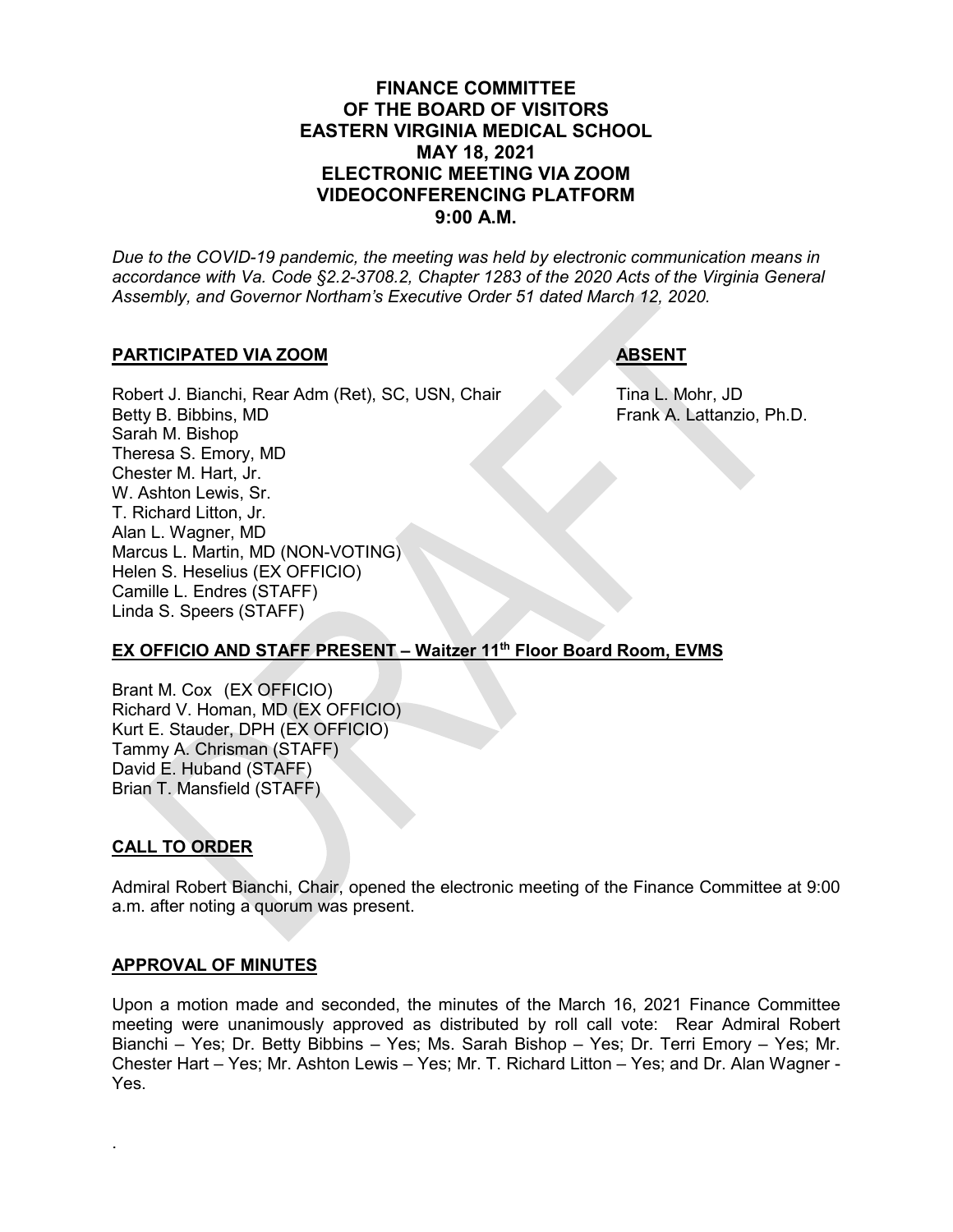# FINANCE COMMITTEE OF THE BOARD OF VISITORS EASTERN VIRGINIA MEDICAL SCHOOL MAY 18, 2021 ELECTRONIC MEETING VIA ZOOM VIDEOCONFERENCING PLATFORM 9:00 A.M.

*Due to the COVID-19 pandemic, the meeting was held by electronic communication means in accordance with Va. Code §2.2-3708.2, Chapter 1283 of the 2020 Acts of the Virginia General Assembly, and Governor Northam's Executive Order 51 dated March 12, 2020.*

**PARTICIPATED VIA ZOOM**

Robert J. Bianchi, Rear Adm (Ret), SC, USN, Chair
Betty B. Bibbins, MD
Sarah M. Bishop
Theresa S. Emory, MD
Chester M. Hart, Jr.
W. Ashton Lewis, Sr.
T. Richard Litton, Jr.
Alan L. Wagner, MD
Marcus L. Martin, MD (NON-VOTING)
Helen S. Heselius (EX OFFICIO)
Camille L. Endres (STAFF)
Linda S. Speers (STAFF)

**ABSENT**

Tina L. Mohr, JD
Frank A. Lattanzio, Ph.D.

**EX OFFICIO AND STAFF PRESENT – Waitzer 11th Floor Board Room, EVMS**

Brant M. Cox (EX OFFICIO)
Richard V. Homan, MD (EX OFFICIO)
Kurt E. Stauder, DPH (EX OFFICIO)
Tammy A. Chrisman (STAFF)
David E. Huband (STAFF)
Brian T. Mansfield (STAFF)

## CALL TO ORDER

Admiral Robert Bianchi, Chair, opened the electronic meeting of the Finance Committee at 9:00 a.m. after noting a quorum was present.

## APPROVAL OF MINUTES

Upon a motion made and seconded, the minutes of the March 16, 2021 Finance Committee meeting were unanimously approved as distributed by roll call vote: Rear Admiral Robert Bianchi – Yes; Dr. Betty Bibbins – Yes; Ms. Sarah Bishop – Yes; Dr. Terri Emory – Yes; Mr. Chester Hart – Yes; Mr. Ashton Lewis – Yes; Mr. T. Richard Litton – Yes; and Dr. Alan Wagner - Yes.

.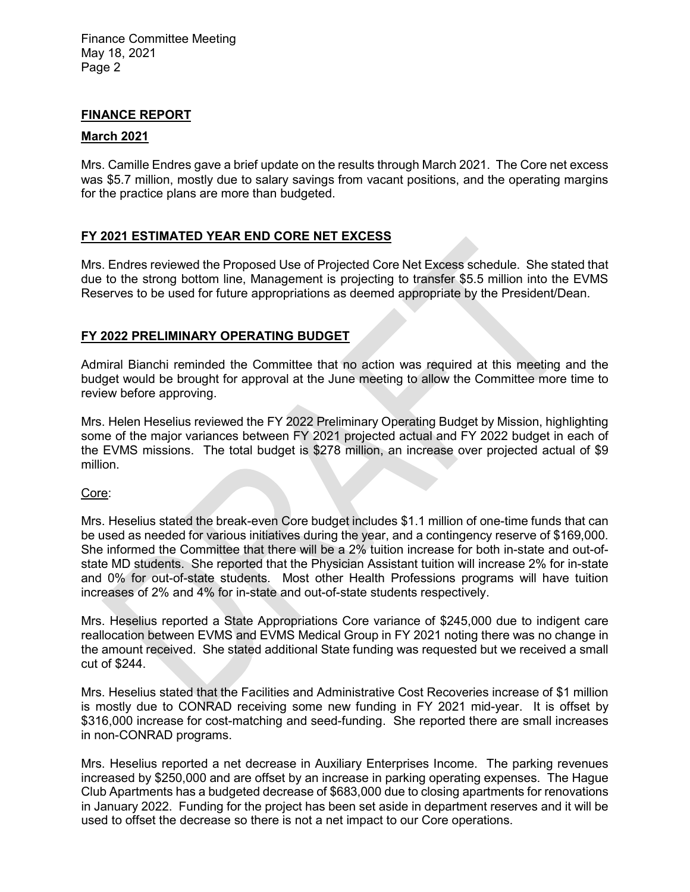## FINANCE REPORT

### March 2021

Mrs. Camille Endres gave a brief update on the results through March 2021. The Core net excess was $5.7 million, mostly due to salary savings from vacant positions, and the operating margins for the practice plans are more than budgeted.

## FY 2021 ESTIMATED YEAR END CORE NET EXCESS

Mrs. Endres reviewed the Proposed Use of Projected Core Net Excess schedule. She stated that due to the strong bottom line, Management is projecting to transfer $5.5 million into the EVMS Reserves to be used for future appropriations as deemed appropriate by the President/Dean.

## FY 2022 PRELIMINARY OPERATING BUDGET

Admiral Bianchi reminded the Committee that no action was required at this meeting and the budget would be brought for approval at the June meeting to allow the Committee more time to review before approving.

Mrs. Helen Heselius reviewed the FY 2022 Preliminary Operating Budget by Mission, highlighting some of the major variances between FY 2021 projected actual and FY 2022 budget in each of the EVMS missions. The total budget is $278 million, an increase over projected actual of $9 million.

Core:

Mrs. Heselius stated the break-even Core budget includes $1.1 million of one-time funds that can be used as needed for various initiatives during the year, and a contingency reserve of $169,000. She informed the Committee that there will be a 2% tuition increase for both in-state and out-of-state MD students. She reported that the Physician Assistant tuition will increase 2% for in-state and 0% for out-of-state students. Most other Health Professions programs will have tuition increases of 2% and 4% for in-state and out-of-state students respectively.

Mrs. Heselius reported a State Appropriations Core variance of $245,000 due to indigent care reallocation between EVMS and EVMS Medical Group in FY 2021 noting there was no change in the amount received. She stated additional State funding was requested but we received a small cut of $244.

Mrs. Heselius stated that the Facilities and Administrative Cost Recoveries increase of $1 million is mostly due to CONRAD receiving some new funding in FY 2021 mid-year. It is offset by $316,000 increase for cost-matching and seed-funding. She reported there are small increases in non-CONRAD programs.

Mrs. Heselius reported a net decrease in Auxiliary Enterprises Income. The parking revenues increased by $250,000 and are offset by an increase in parking operating expenses. The Hague Club Apartments has a budgeted decrease of $683,000 due to closing apartments for renovations in January 2022. Funding for the project has been set aside in department reserves and it will be used to offset the decrease so there is not a net impact to our Core operations.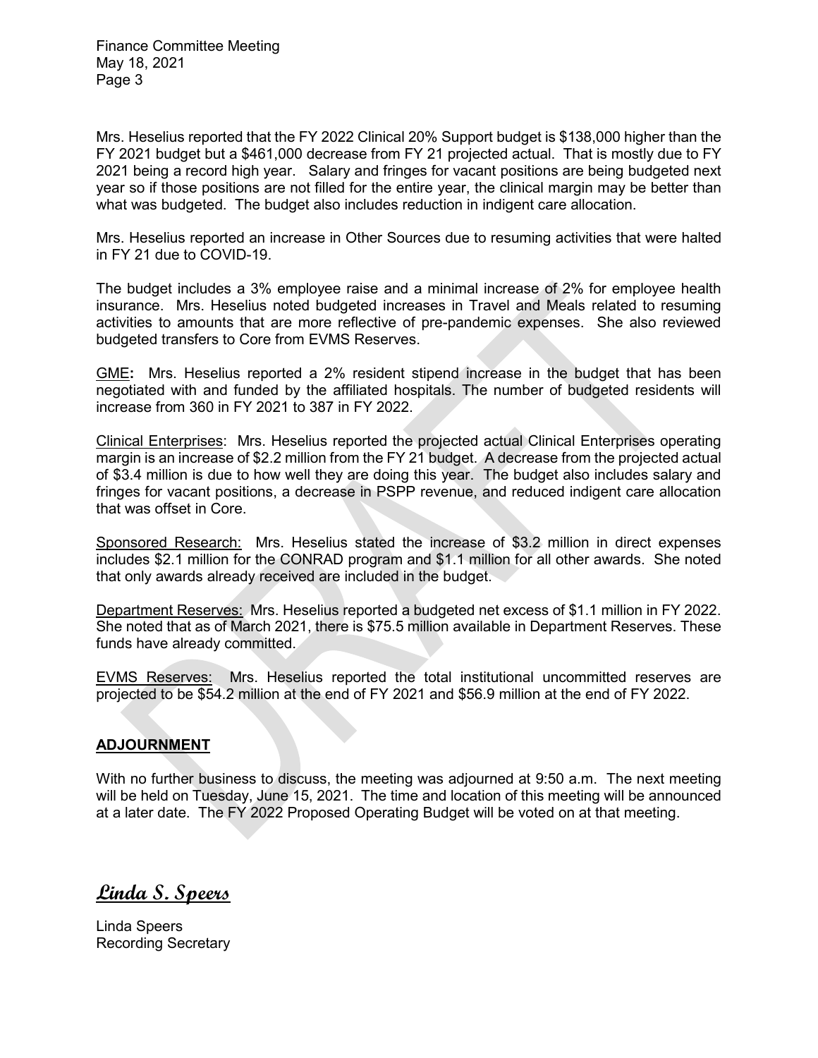Mrs. Heselius reported that the FY 2022 Clinical 20% Support budget is $138,000 higher than the FY 2021 budget but a $461,000 decrease from FY 21 projected actual. That is mostly due to FY 2021 being a record high year. Salary and fringes for vacant positions are being budgeted next year so if those positions are not filled for the entire year, the clinical margin may be better than what was budgeted. The budget also includes reduction in indigent care allocation.

Mrs. Heselius reported an increase in Other Sources due to resuming activities that were halted in FY 21 due to COVID-19.

The budget includes a 3% employee raise and a minimal increase of 2% for employee health insurance. Mrs. Heselius noted budgeted increases in Travel and Meals related to resuming activities to amounts that are more reflective of pre-pandemic expenses. She also reviewed budgeted transfers to Core from EVMS Reserves.

GME**:** Mrs. Heselius reported a 2% resident stipend increase in the budget that has been negotiated with and funded by the affiliated hospitals. The number of budgeted residents will increase from 360 in FY 2021 to 387 in FY 2022.

Clinical Enterprises: Mrs. Heselius reported the projected actual Clinical Enterprises operating margin is an increase of $2.2 million from the FY 21 budget. A decrease from the projected actual of $3.4 million is due to how well they are doing this year. The budget also includes salary and fringes for vacant positions, a decrease in PSPP revenue, and reduced indigent care allocation that was offset in Core.

Sponsored Research: Mrs. Heselius stated the increase of $3.2 million in direct expenses includes $2.1 million for the CONRAD program and $1.1 million for all other awards. She noted that only awards already received are included in the budget.

Department Reserves: Mrs. Heselius reported a budgeted net excess of $1.1 million in FY 2022. She noted that as of March 2021, there is $75.5 million available in Department Reserves. These funds have already committed.

EVMS Reserves: Mrs. Heselius reported the total institutional uncommitted reserves are projected to be $54.2 million at the end of FY 2021 and $56.9 million at the end of FY 2022.

## ADJOURNMENT

With no further business to discuss, the meeting was adjourned at 9:50 a.m. The next meeting will be held on Tuesday, June 15, 2021. The time and location of this meeting will be announced at a later date. The FY 2022 Proposed Operating Budget will be voted on at that meeting.

***Linda S. Speers***

Linda Speers
Recording Secretary